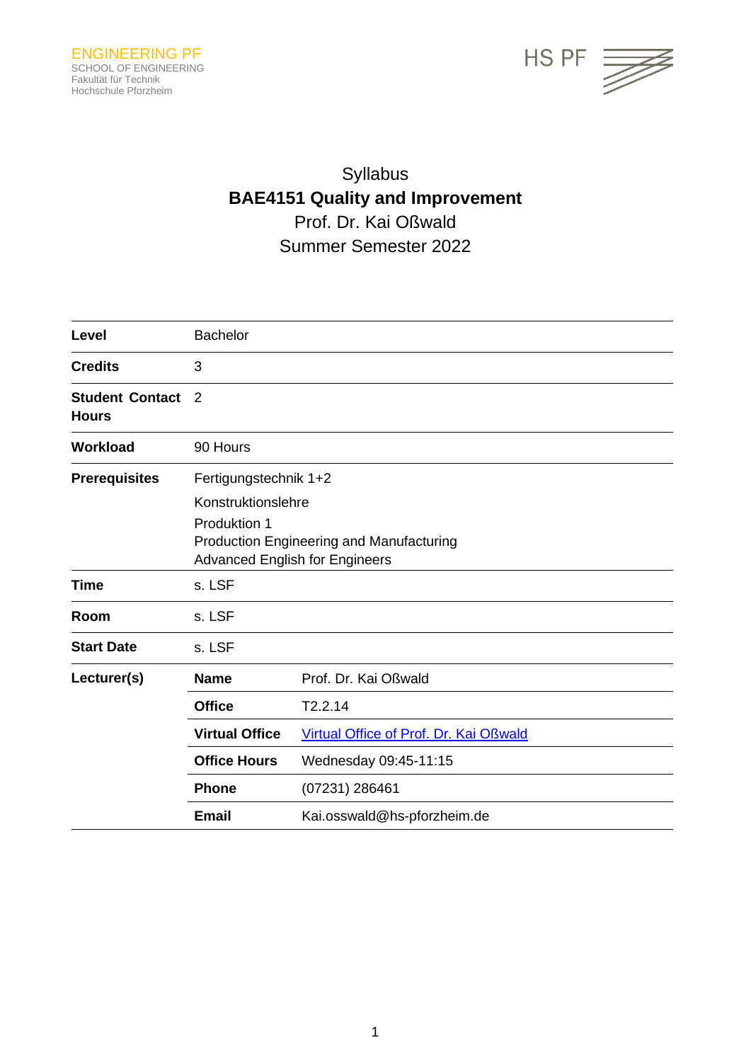ENGINEERING PF
SCHOOL OF ENGINEERING
Fakultät für Technik
Hochschule Pforzheim

HS PF

Syllabus

# BAE4151 Quality and Improvement

Prof. Dr. Kai Oßwald
Summer Semester 2022

| | | |
|---|---|---|
| **Level** | Bachelor | |
| **Credits** | 3 | |
| **Student Contact Hours** | 2 | |
| **Workload** | 90 Hours | |
| **Prerequisites** | Fertigungstechnik 1+2<br>Konstruktionslehre<br>Produktion 1<br>Production Engineering and Manufacturing<br>Advanced English for Engineers | |
| **Time** | s. LSF | |
| **Room** | s. LSF | |
| **Start Date** | s. LSF | |
| **Lecturer(s)** | **Name** | Prof. Dr. Kai Oßwald |
| | **Office** | T2.2.14 |
| | **Virtual Office** | Virtual Office of Prof. Dr. Kai Oßwald |
| | **Office Hours** | Wednesday 09:45-11:15 |
| | **Phone** | (07231) 286461 |
| | **Email** | Kai.osswald@hs-pforzheim.de |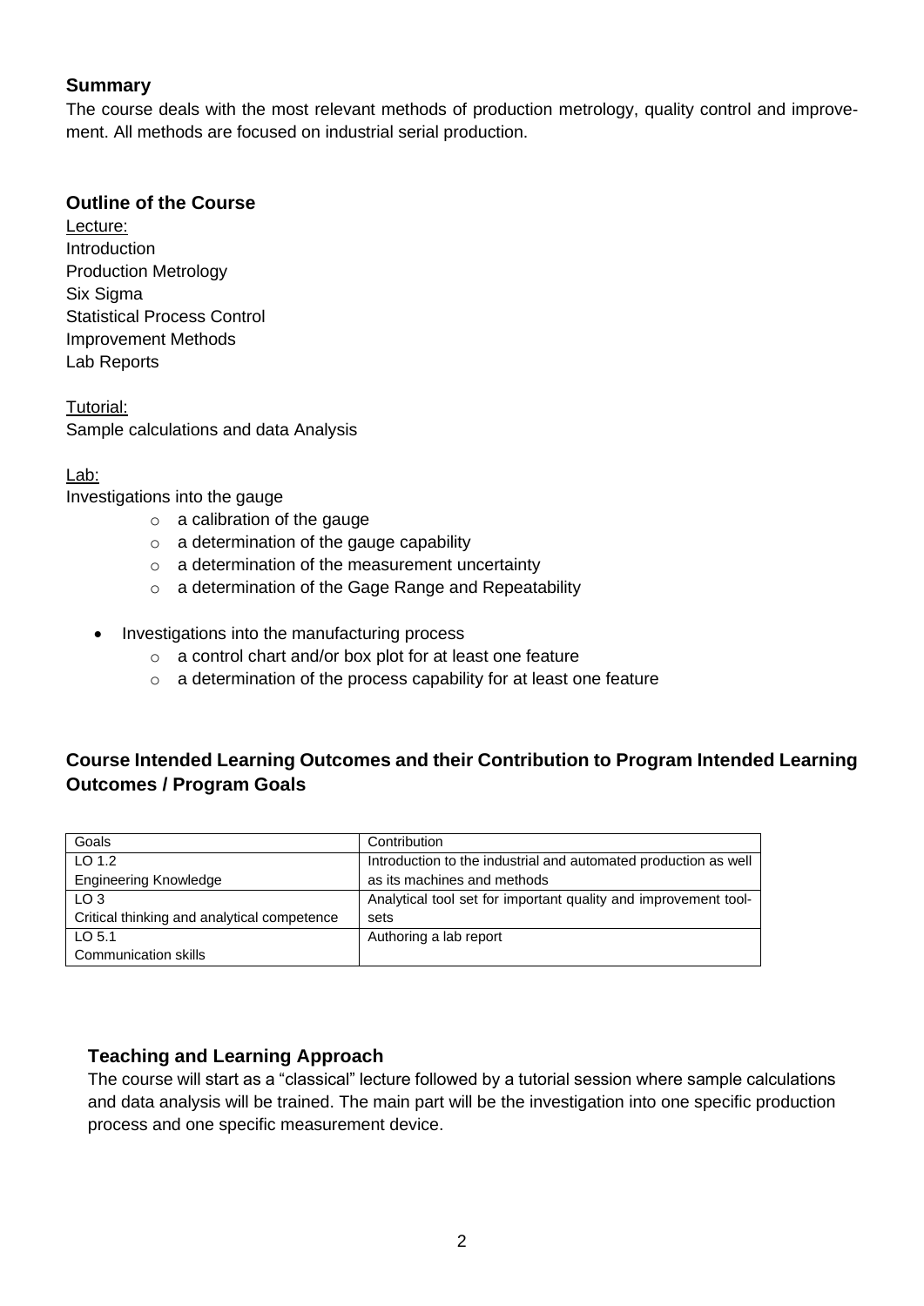## Summary

The course deals with the most relevant methods of production metrology, quality control and improvement. All methods are focused on industrial serial production.

## Outline of the Course

Lecture:
Introduction
Production Metrology
Six Sigma
Statistical Process Control
Improvement Methods
Lab Reports

Tutorial:
Sample calculations and data Analysis

Lab:
Investigations into the gauge

- a calibration of the gauge
- a determination of the gauge capability
- a determination of the measurement uncertainty
- a determination of the Gage Range and Repeatability

- Investigations into the manufacturing process
  - a control chart and/or box plot for at least one feature
  - a determination of the process capability for at least one feature

## Course Intended Learning Outcomes and their Contribution to Program Intended Learning Outcomes / Program Goals

| Goals | Contribution |
|---|---|
| LO 1.2 Engineering Knowledge | Introduction to the industrial and automated production as well as its machines and methods |
| LO 3 Critical thinking and analytical competence | Analytical tool set for important quality and improvement toolsets |
| LO 5.1 Communication skills | Authoring a lab report |

## Teaching and Learning Approach

The course will start as a "classical" lecture followed by a tutorial session where sample calculations and data analysis will be trained. The main part will be the investigation into one specific production process and one specific measurement device.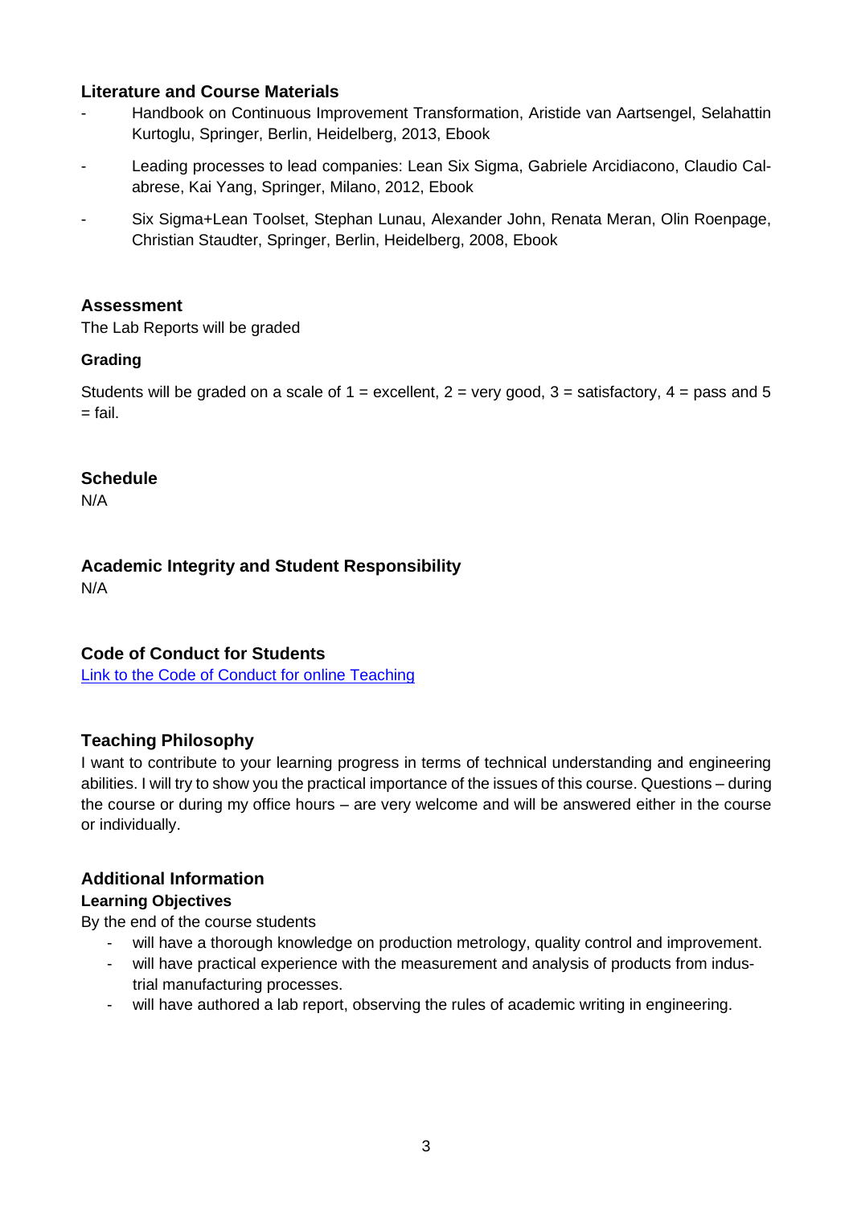## Literature and Course Materials

- Handbook on Continuous Improvement Transformation, Aristide van Aartsengel, Selahattin Kurtoglu, Springer, Berlin, Heidelberg, 2013, Ebook
- Leading processes to lead companies: Lean Six Sigma, Gabriele Arcidiacono, Claudio Calabrese, Kai Yang, Springer, Milano, 2012, Ebook
- Six Sigma+Lean Toolset, Stephan Lunau, Alexander John, Renata Meran, Olin Roenpage, Christian Staudter, Springer, Berlin, Heidelberg, 2008, Ebook

## Assessment

The Lab Reports will be graded

### Grading

Students will be graded on a scale of 1 = excellent, 2 = very good, 3 = satisfactory, 4 = pass and 5 = fail.

## Schedule

N/A

## Academic Integrity and Student Responsibility

N/A

## Code of Conduct for Students

Link to the Code of Conduct for online Teaching

## Teaching Philosophy

I want to contribute to your learning progress in terms of technical understanding and engineering abilities. I will try to show you the practical importance of the issues of this course. Questions – during the course or during my office hours – are very welcome and will be answered either in the course or individually.

## Additional Information

### Learning Objectives

By the end of the course students

- will have a thorough knowledge on production metrology, quality control and improvement.
- will have practical experience with the measurement and analysis of products from industrial manufacturing processes.
- will have authored a lab report, observing the rules of academic writing in engineering.